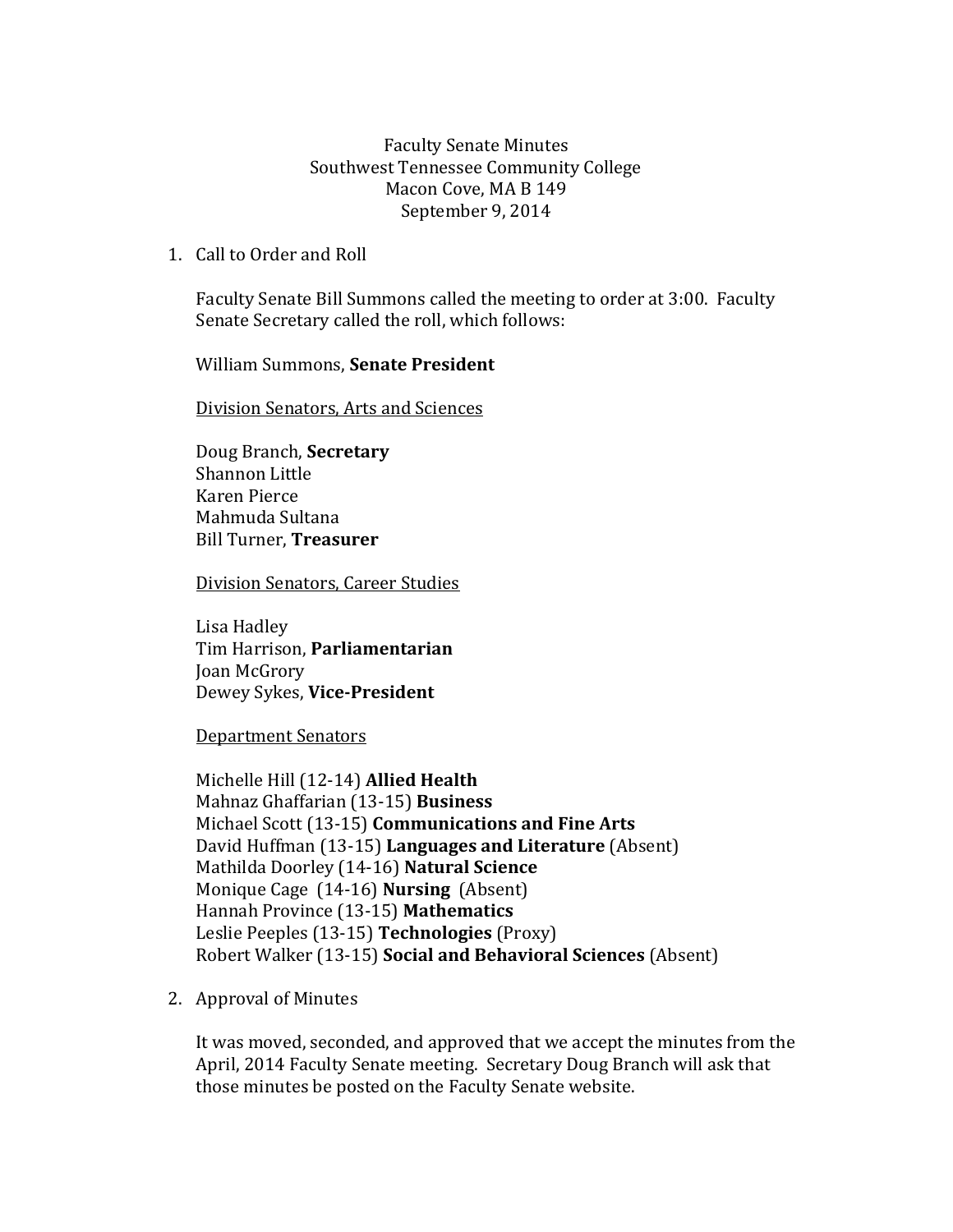Faculty Senate Minutes
Southwest Tennessee Community College
Macon Cove, MA B 149
September 9, 2014

1. Call to Order and Roll

   Faculty Senate Bill Summons called the meeting to order at 3:00. Faculty Senate Secretary called the roll, which follows:

   William Summons, **Senate President**

   <u>Division Senators, Arts and Sciences</u>

   Doug Branch, **Secretary**
   Shannon Little
   Karen Pierce
   Mahmuda Sultana
   Bill Turner, **Treasurer**

   <u>Division Senators, Career Studies</u>

   Lisa Hadley
   Tim Harrison, **Parliamentarian**
   Joan McGrory
   Dewey Sykes, **Vice-President**

   <u>Department Senators</u>

   Michelle Hill (12-14) **Allied Health**
   Mahnaz Ghaffarian (13-15) **Business**
   Michael Scott (13-15) **Communications and Fine Arts**
   David Huffman (13-15) **Languages and Literature** (Absent)
   Mathilda Doorley (14-16) **Natural Science**
   Monique Cage (14-16) **Nursing** (Absent)
   Hannah Province (13-15) **Mathematics**
   Leslie Peeples (13-15) **Technologies** (Proxy)
   Robert Walker (13-15) **Social and Behavioral Sciences** (Absent)

2. Approval of Minutes

   It was moved, seconded, and approved that we accept the minutes from the April, 2014 Faculty Senate meeting. Secretary Doug Branch will ask that those minutes be posted on the Faculty Senate website.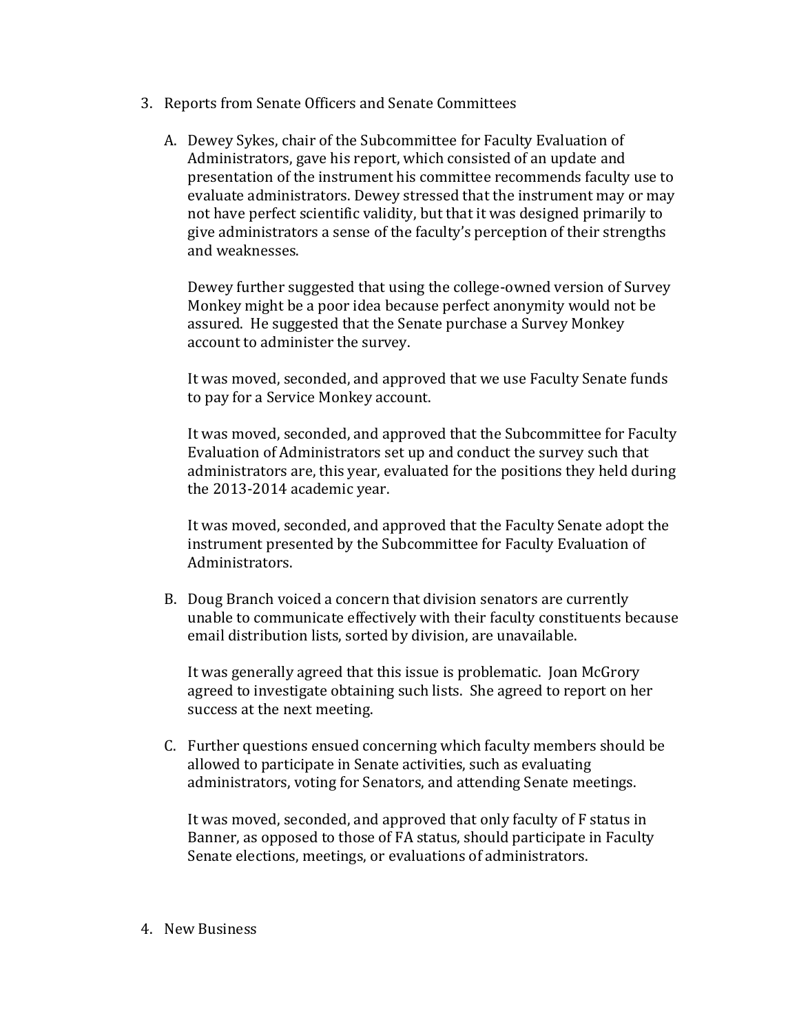3. Reports from Senate Officers and Senate Committees

   A. Dewey Sykes, chair of the Subcommittee for Faculty Evaluation of Administrators, gave his report, which consisted of an update and presentation of the instrument his committee recommends faculty use to evaluate administrators. Dewey stressed that the instrument may or may not have perfect scientific validity, but that it was designed primarily to give administrators a sense of the faculty's perception of their strengths and weaknesses.

      Dewey further suggested that using the college-owned version of Survey Monkey might be a poor idea because perfect anonymity would not be assured. He suggested that the Senate purchase a Survey Monkey account to administer the survey.

      It was moved, seconded, and approved that we use Faculty Senate funds to pay for a Service Monkey account.

      It was moved, seconded, and approved that the Subcommittee for Faculty Evaluation of Administrators set up and conduct the survey such that administrators are, this year, evaluated for the positions they held during the 2013-2014 academic year.

      It was moved, seconded, and approved that the Faculty Senate adopt the instrument presented by the Subcommittee for Faculty Evaluation of Administrators.

   B. Doug Branch voiced a concern that division senators are currently unable to communicate effectively with their faculty constituents because email distribution lists, sorted by division, are unavailable.

      It was generally agreed that this issue is problematic. Joan McGrory agreed to investigate obtaining such lists. She agreed to report on her success at the next meeting.

   C. Further questions ensued concerning which faculty members should be allowed to participate in Senate activities, such as evaluating administrators, voting for Senators, and attending Senate meetings.

      It was moved, seconded, and approved that only faculty of F status in Banner, as opposed to those of FA status, should participate in Faculty Senate elections, meetings, or evaluations of administrators.

4. New Business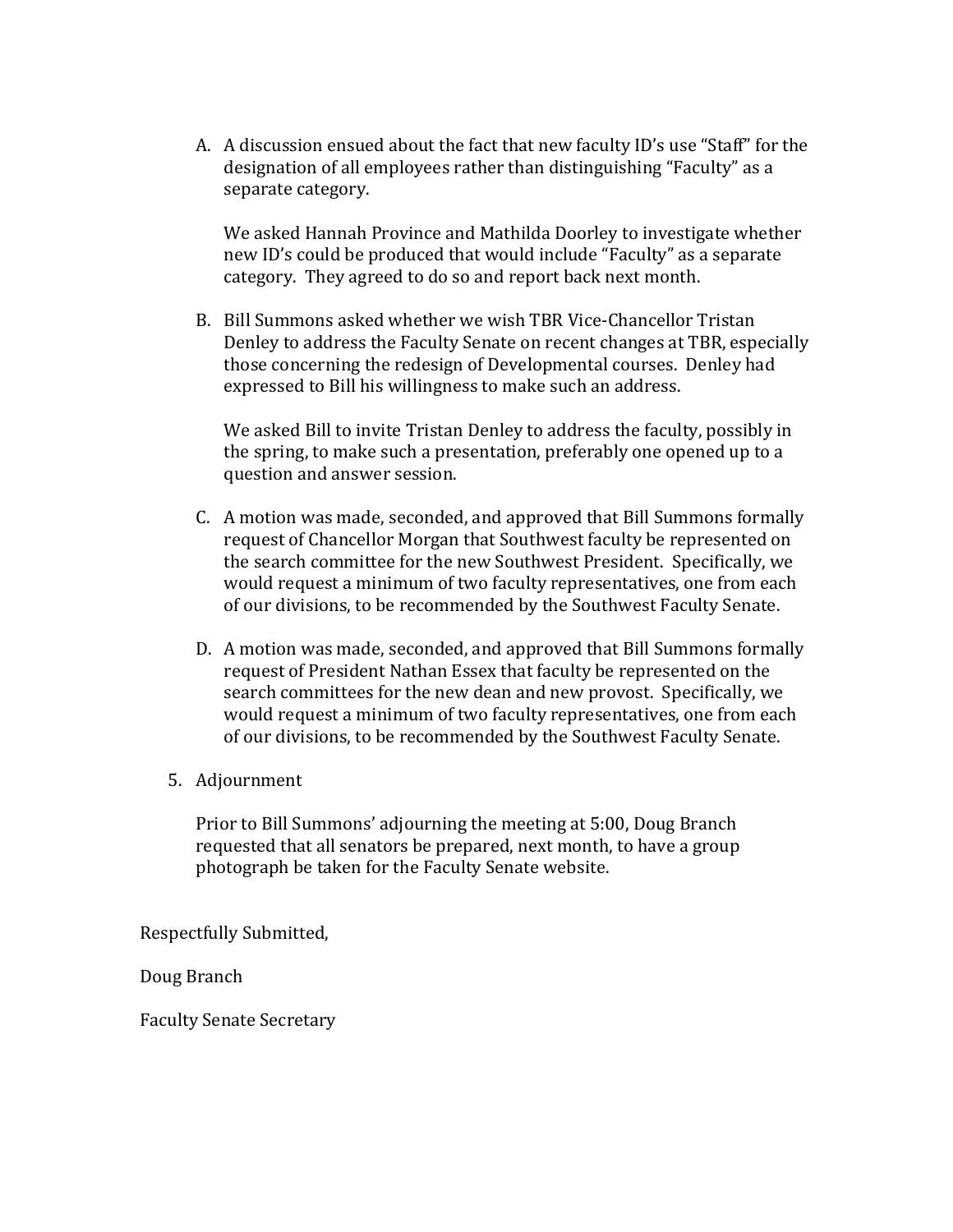A. A discussion ensued about the fact that new faculty ID's use "Staff" for the designation of all employees rather than distinguishing "Faculty" as a separate category.

   We asked Hannah Province and Mathilda Doorley to investigate whether new ID's could be produced that would include "Faculty" as a separate category. They agreed to do so and report back next month.

B. Bill Summons asked whether we wish TBR Vice-Chancellor Tristan Denley to address the Faculty Senate on recent changes at TBR, especially those concerning the redesign of Developmental courses. Denley had expressed to Bill his willingness to make such an address.

   We asked Bill to invite Tristan Denley to address the faculty, possibly in the spring, to make such a presentation, preferably one opened up to a question and answer session.

C. A motion was made, seconded, and approved that Bill Summons formally request of Chancellor Morgan that Southwest faculty be represented on the search committee for the new Southwest President. Specifically, we would request a minimum of two faculty representatives, one from each of our divisions, to be recommended by the Southwest Faculty Senate.

D. A motion was made, seconded, and approved that Bill Summons formally request of President Nathan Essex that faculty be represented on the search committees for the new dean and new provost. Specifically, we would request a minimum of two faculty representatives, one from each of our divisions, to be recommended by the Southwest Faculty Senate.

5. Adjournment

   Prior to Bill Summons' adjourning the meeting at 5:00, Doug Branch requested that all senators be prepared, next month, to have a group photograph be taken for the Faculty Senate website.

Respectfully Submitted,

Doug Branch

Faculty Senate Secretary